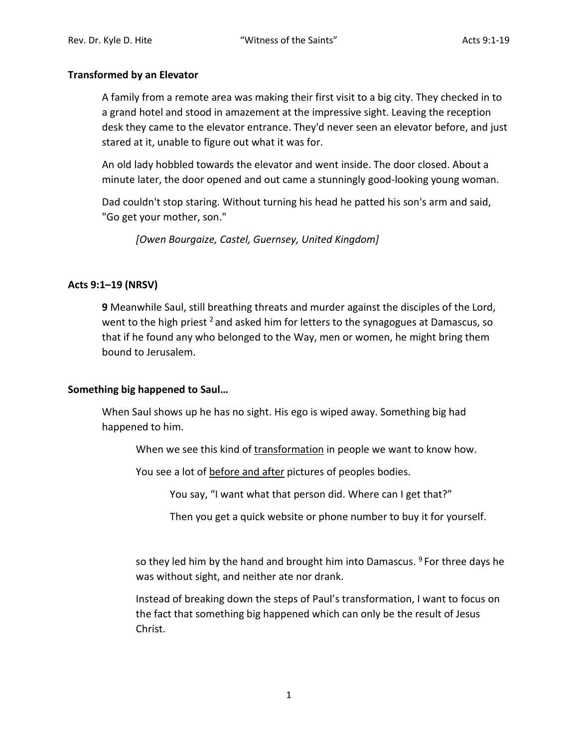**Transformed by an Elevator**

A family from a remote area was making their first visit to a big city. They checked in to a grand hotel and stood in amazement at the impressive sight. Leaving the reception desk they came to the elevator entrance. They'd never seen an elevator before, and just stared at it, unable to figure out what it was for.

An old lady hobbled towards the elevator and went inside. The door closed. About a minute later, the door opened and out came a stunningly good-looking young woman.

Dad couldn't stop staring. Without turning his head he patted his son's arm and said, "Go get your mother, son."

*[Owen Bourgaize, Castel, Guernsey, United Kingdom]*

**Acts 9:1–19 (NRSV)**

**9** Meanwhile Saul, still breathing threats and murder against the disciples of the Lord, went to the high priest [2] and asked him for letters to the synagogues at Damascus, so that if he found any who belonged to the Way, men or women, he might bring them bound to Jerusalem.

**Something big happened to Saul…**

When Saul shows up he has no sight. His ego is wiped away. Something big had happened to him.

When we see this kind of transformation in people we want to know how.

You see a lot of before and after pictures of peoples bodies.

You say, "I want what that person did. Where can I get that?"

Then you get a quick website or phone number to buy it for yourself.

so they led him by the hand and brought him into Damascus. [9] For three days he was without sight, and neither ate nor drank.

Instead of breaking down the steps of Paul's transformation, I want to focus on the fact that something big happened which can only be the result of Jesus Christ.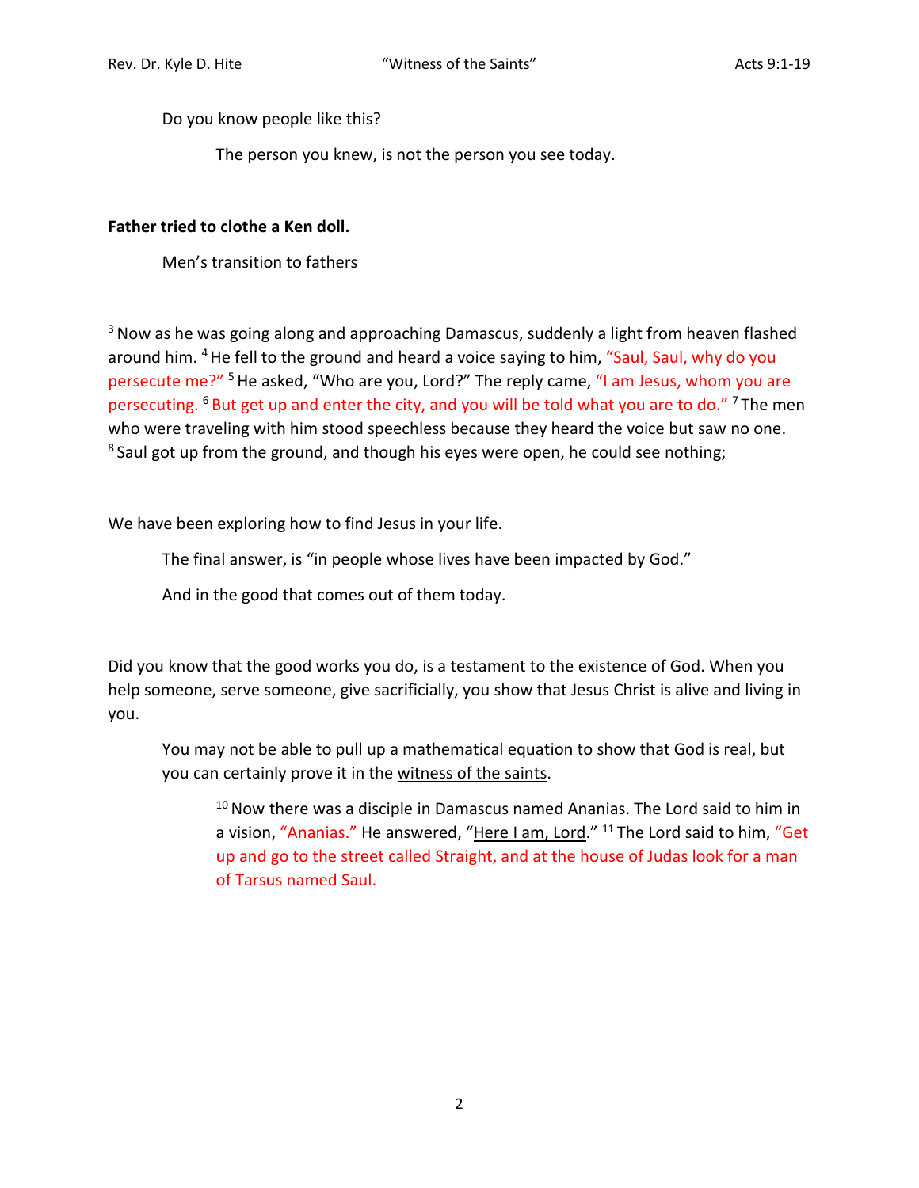Do you know people like this?

The person you knew, is not the person you see today.

**Father tried to clothe a Ken doll.**

Men's transition to fathers

[3] Now as he was going along and approaching Damascus, suddenly a light from heaven flashed around him. [4] He fell to the ground and heard a voice saying to him, "Saul, Saul, why do you persecute me?" [5] He asked, "Who are you, Lord?" The reply came, "I am Jesus, whom you are persecuting. [6] But get up and enter the city, and you will be told what you are to do." [7] The men who were traveling with him stood speechless because they heard the voice but saw no one. [8] Saul got up from the ground, and though his eyes were open, he could see nothing;

We have been exploring how to find Jesus in your life.

The final answer, is "in people whose lives have been impacted by God."

And in the good that comes out of them today.

Did you know that the good works you do, is a testament to the existence of God. When you help someone, serve someone, give sacrificially, you show that Jesus Christ is alive and living in you.

You may not be able to pull up a mathematical equation to show that God is real, but you can certainly prove it in the <u>witness of the saints</u>.

[10] Now there was a disciple in Damascus named Ananias. The Lord said to him in a vision, "Ananias." He answered, "<u>Here I am, Lord</u>." [11] The Lord said to him, "Get up and go to the street called Straight, and at the house of Judas look for a man of Tarsus named Saul.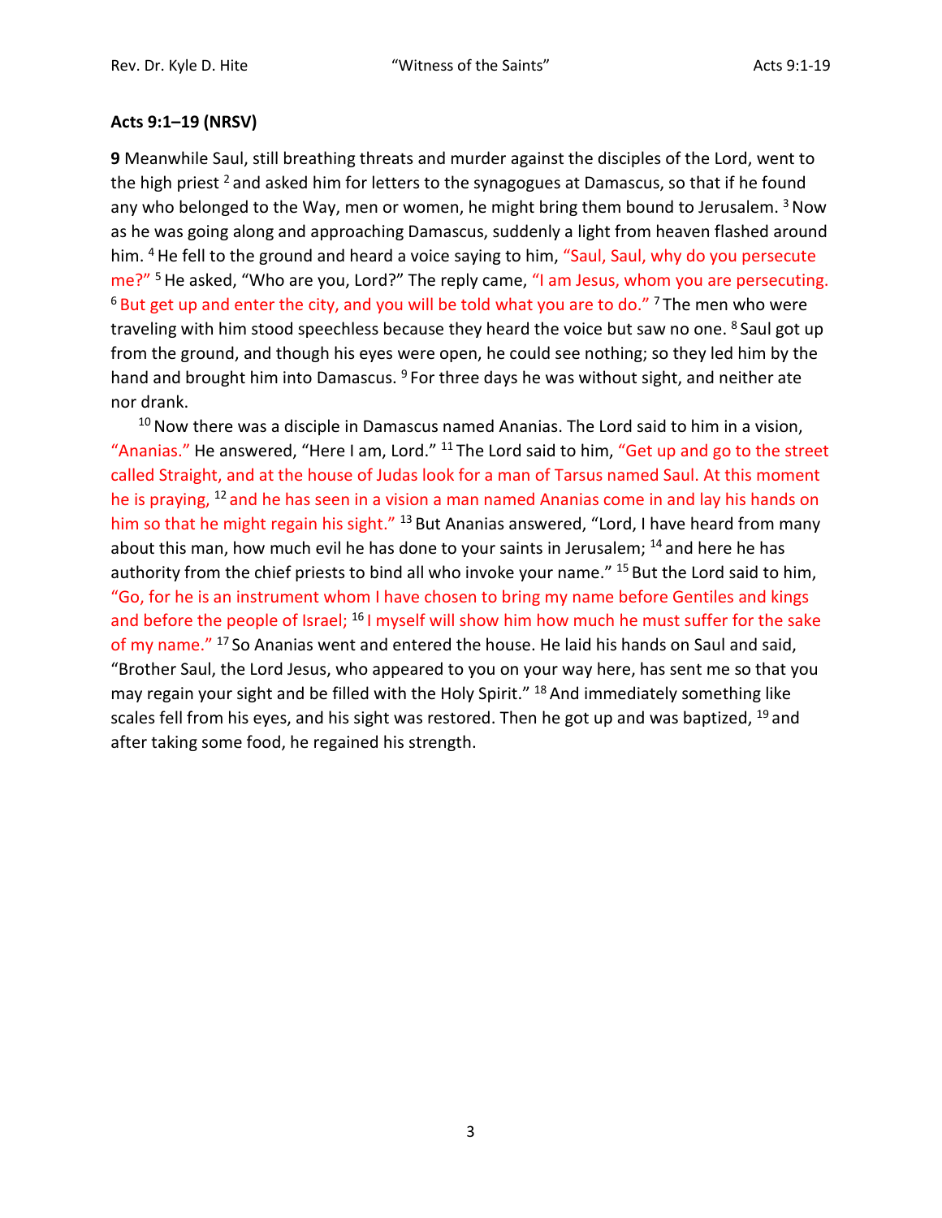**Acts 9:1–19 (NRSV)**

**9** Meanwhile Saul, still breathing threats and murder against the disciples of the Lord, went to the high priest [2] and asked him for letters to the synagogues at Damascus, so that if he found any who belonged to the Way, men or women, he might bring them bound to Jerusalem. [3] Now as he was going along and approaching Damascus, suddenly a light from heaven flashed around him. [4] He fell to the ground and heard a voice saying to him, "Saul, Saul, why do you persecute me?" [5] He asked, "Who are you, Lord?" The reply came, "I am Jesus, whom you are persecuting. [6] But get up and enter the city, and you will be told what you are to do." [7] The men who were traveling with him stood speechless because they heard the voice but saw no one. [8] Saul got up from the ground, and though his eyes were open, he could see nothing; so they led him by the hand and brought him into Damascus. [9] For three days he was without sight, and neither ate nor drank.

[10] Now there was a disciple in Damascus named Ananias. The Lord said to him in a vision, "Ananias." He answered, "Here I am, Lord." [11] The Lord said to him, "Get up and go to the street called Straight, and at the house of Judas look for a man of Tarsus named Saul. At this moment he is praying, [12] and he has seen in a vision a man named Ananias come in and lay his hands on him so that he might regain his sight." [13] But Ananias answered, "Lord, I have heard from many about this man, how much evil he has done to your saints in Jerusalem; [14] and here he has authority from the chief priests to bind all who invoke your name." [15] But the Lord said to him, "Go, for he is an instrument whom I have chosen to bring my name before Gentiles and kings and before the people of Israel; [16] I myself will show him how much he must suffer for the sake of my name." [17] So Ananias went and entered the house. He laid his hands on Saul and said, "Brother Saul, the Lord Jesus, who appeared to you on your way here, has sent me so that you may regain your sight and be filled with the Holy Spirit." [18] And immediately something like scales fell from his eyes, and his sight was restored. Then he got up and was baptized, [19] and after taking some food, he regained his strength.